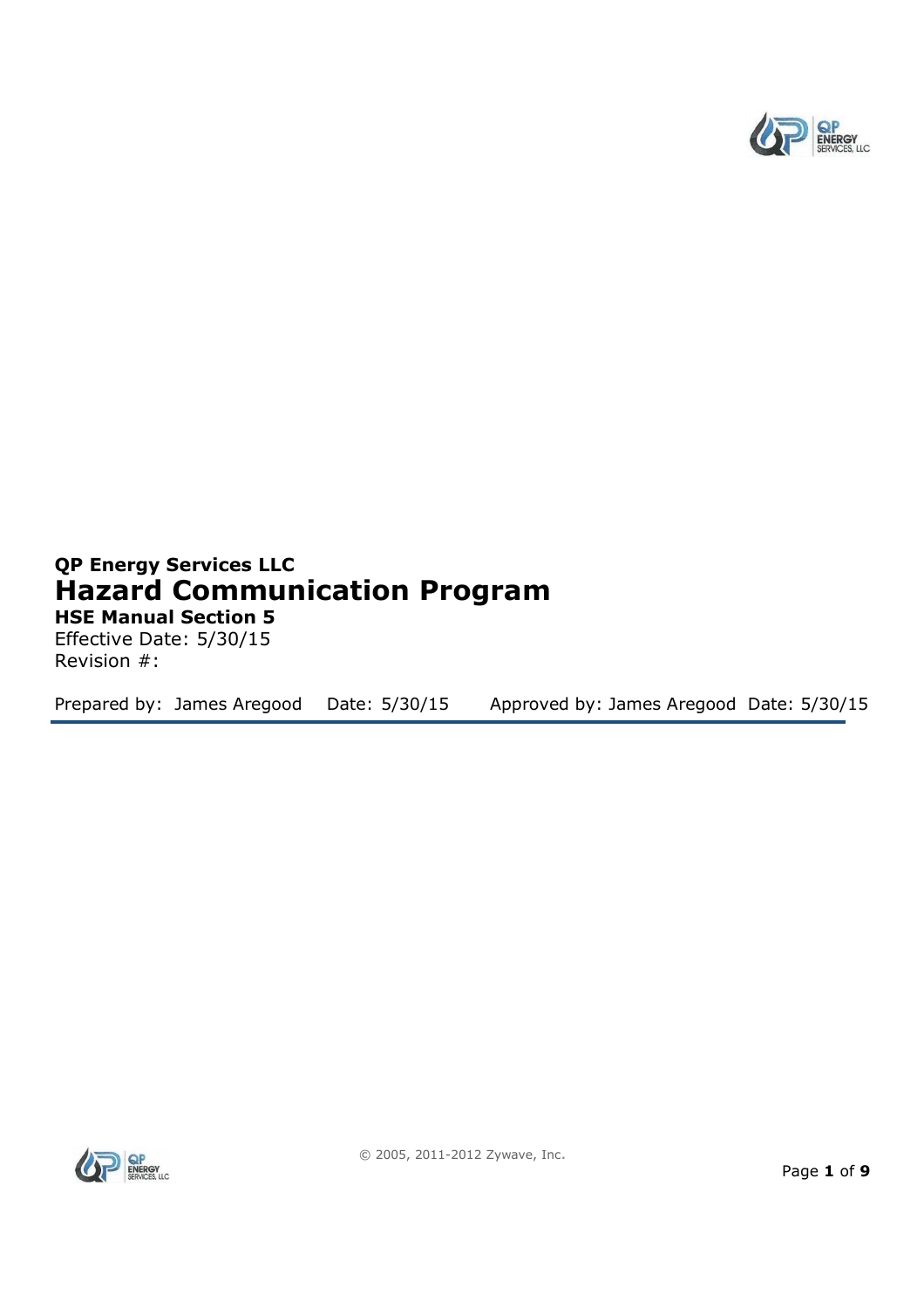**QP Energy Services LLC**

# Hazard Communication Program

**HSE Manual Section 5**

Effective Date: 5/30/15

Revision #:

Prepared by: James Aregood Date: 5/30/15 Approved by: James Aregood Date: 5/30/15

© 2005, 2011-2012 Zywave, Inc.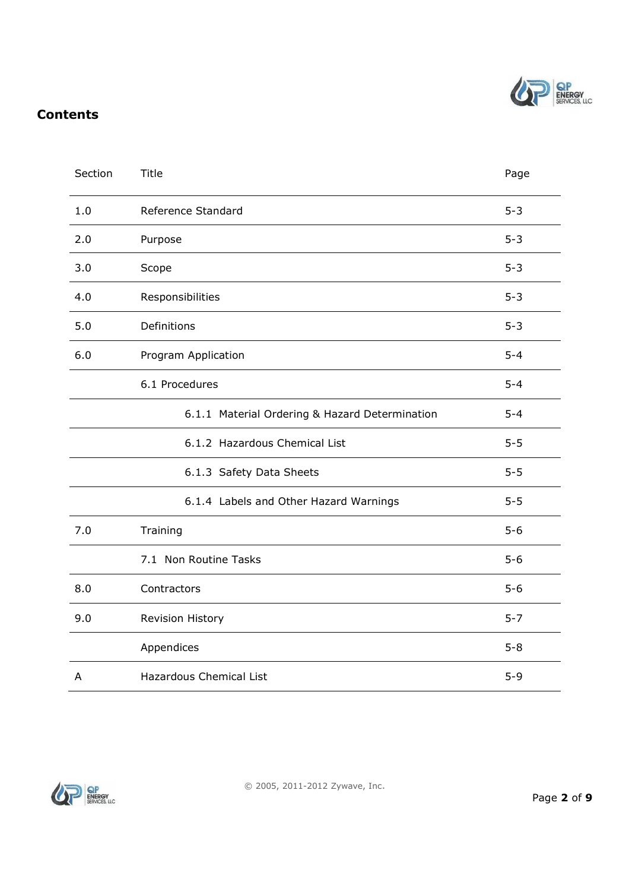## Contents

| Section | Title | Page |
|---|---|---|
| 1.0 | Reference Standard | 5-3 |
| 2.0 | Purpose | 5-3 |
| 3.0 | Scope | 5-3 |
| 4.0 | Responsibilities | 5-3 |
| 5.0 | Definitions | 5-3 |
| 6.0 | Program Application | 5-4 |
| | 6.1 Procedures | 5-4 |
| | 6.1.1 Material Ordering & Hazard Determination | 5-4 |
| | 6.1.2 Hazardous Chemical List | 5-5 |
| | 6.1.3 Safety Data Sheets | 5-5 |
| | 6.1.4 Labels and Other Hazard Warnings | 5-5 |
| 7.0 | Training | 5-6 |
| | 7.1 Non Routine Tasks | 5-6 |
| 8.0 | Contractors | 5-6 |
| 9.0 | Revision History | 5-7 |
| | Appendices | 5-8 |
| A | Hazardous Chemical List | 5-9 |

© 2005, 2011-2012 Zywave, Inc.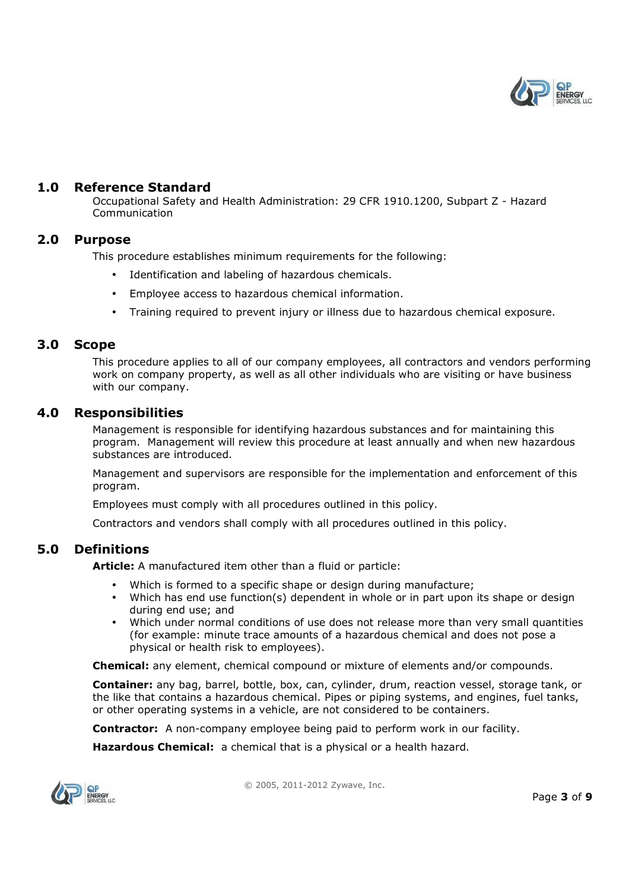## 1.0 Reference Standard

Occupational Safety and Health Administration: 29 CFR 1910.1200, Subpart Z - Hazard Communication

## 2.0 Purpose

This procedure establishes minimum requirements for the following:

- Identification and labeling of hazardous chemicals.
- Employee access to hazardous chemical information.
- Training required to prevent injury or illness due to hazardous chemical exposure.

## 3.0 Scope

This procedure applies to all of our company employees, all contractors and vendors performing work on company property, as well as all other individuals who are visiting or have business with our company.

## 4.0 Responsibilities

Management is responsible for identifying hazardous substances and for maintaining this program. Management will review this procedure at least annually and when new hazardous substances are introduced.

Management and supervisors are responsible for the implementation and enforcement of this program.

Employees must comply with all procedures outlined in this policy.

Contractors and vendors shall comply with all procedures outlined in this policy.

## 5.0 Definitions

**Article:** A manufactured item other than a fluid or particle:

- Which is formed to a specific shape or design during manufacture;
- Which has end use function(s) dependent in whole or in part upon its shape or design during end use; and
- Which under normal conditions of use does not release more than very small quantities (for example: minute trace amounts of a hazardous chemical and does not pose a physical or health risk to employees).

**Chemical:** any element, chemical compound or mixture of elements and/or compounds.

**Container:** any bag, barrel, bottle, box, can, cylinder, drum, reaction vessel, storage tank, or the like that contains a hazardous chemical. Pipes or piping systems, and engines, fuel tanks, or other operating systems in a vehicle, are not considered to be containers.

**Contractor:** A non-company employee being paid to perform work in our facility.

**Hazardous Chemical:** a chemical that is a physical or a health hazard.

© 2005, 2011-2012 Zywave, Inc.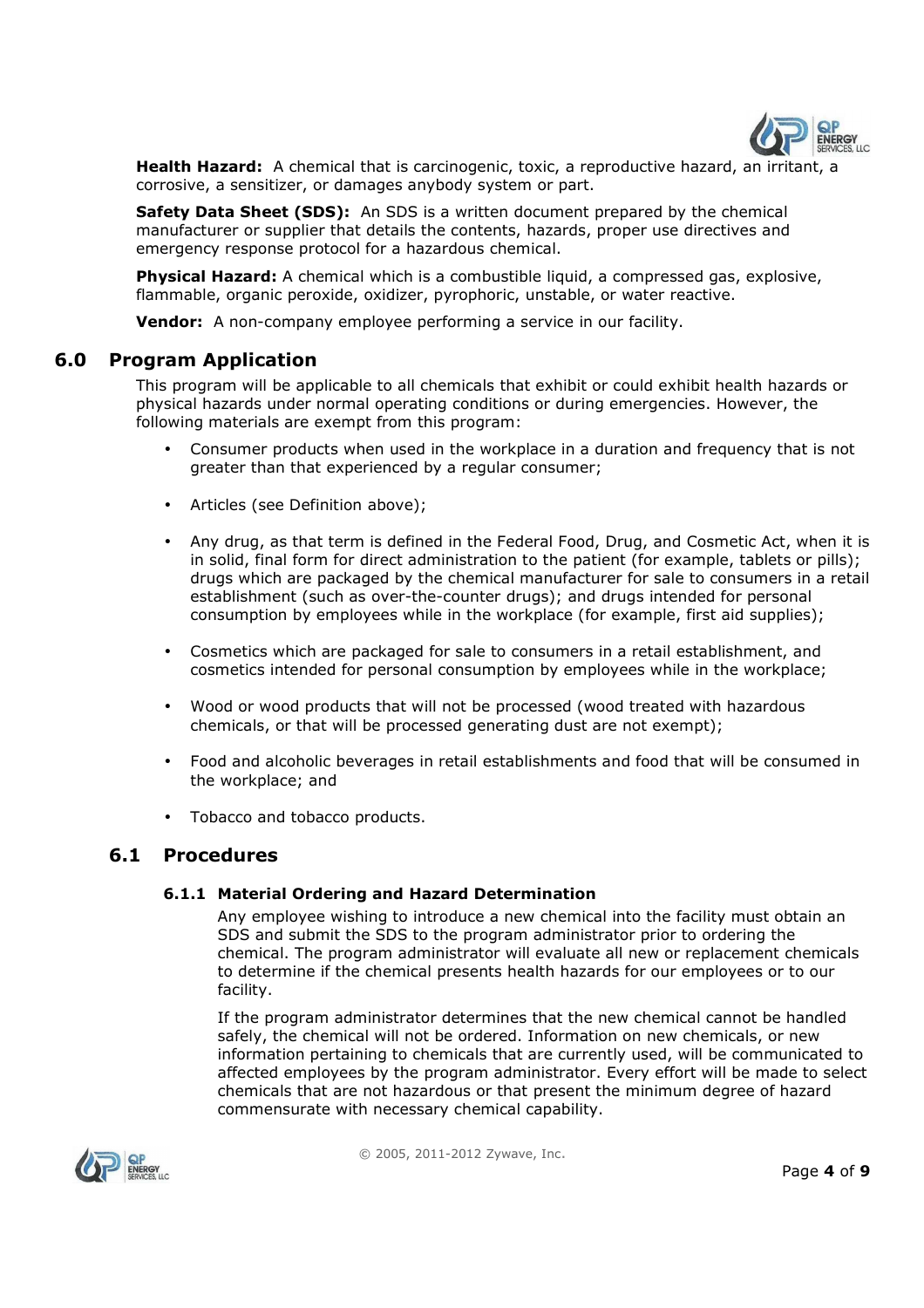**Health Hazard:** A chemical that is carcinogenic, toxic, a reproductive hazard, an irritant, a corrosive, a sensitizer, or damages anybody system or part.

**Safety Data Sheet (SDS):** An SDS is a written document prepared by the chemical manufacturer or supplier that details the contents, hazards, proper use directives and emergency response protocol for a hazardous chemical.

**Physical Hazard:** A chemical which is a combustible liquid, a compressed gas, explosive, flammable, organic peroxide, oxidizer, pyrophoric, unstable, or water reactive.

**Vendor:** A non-company employee performing a service in our facility.

## 6.0 Program Application

This program will be applicable to all chemicals that exhibit or could exhibit health hazards or physical hazards under normal operating conditions or during emergencies. However, the following materials are exempt from this program:

- Consumer products when used in the workplace in a duration and frequency that is not greater than that experienced by a regular consumer;
- Articles (see Definition above);
- Any drug, as that term is defined in the Federal Food, Drug, and Cosmetic Act, when it is in solid, final form for direct administration to the patient (for example, tablets or pills); drugs which are packaged by the chemical manufacturer for sale to consumers in a retail establishment (such as over-the-counter drugs); and drugs intended for personal consumption by employees while in the workplace (for example, first aid supplies);
- Cosmetics which are packaged for sale to consumers in a retail establishment, and cosmetics intended for personal consumption by employees while in the workplace;
- Wood or wood products that will not be processed (wood treated with hazardous chemicals, or that will be processed generating dust are not exempt);
- Food and alcoholic beverages in retail establishments and food that will be consumed in the workplace; and
- Tobacco and tobacco products.

### 6.1 Procedures

#### 6.1.1 Material Ordering and Hazard Determination

Any employee wishing to introduce a new chemical into the facility must obtain an SDS and submit the SDS to the program administrator prior to ordering the chemical. The program administrator will evaluate all new or replacement chemicals to determine if the chemical presents health hazards for our employees or to our facility.

If the program administrator determines that the new chemical cannot be handled safely, the chemical will not be ordered. Information on new chemicals, or new information pertaining to chemicals that are currently used, will be communicated to affected employees by the program administrator. Every effort will be made to select chemicals that are not hazardous or that present the minimum degree of hazard commensurate with necessary chemical capability.

© 2005, 2011-2012 Zywave, Inc.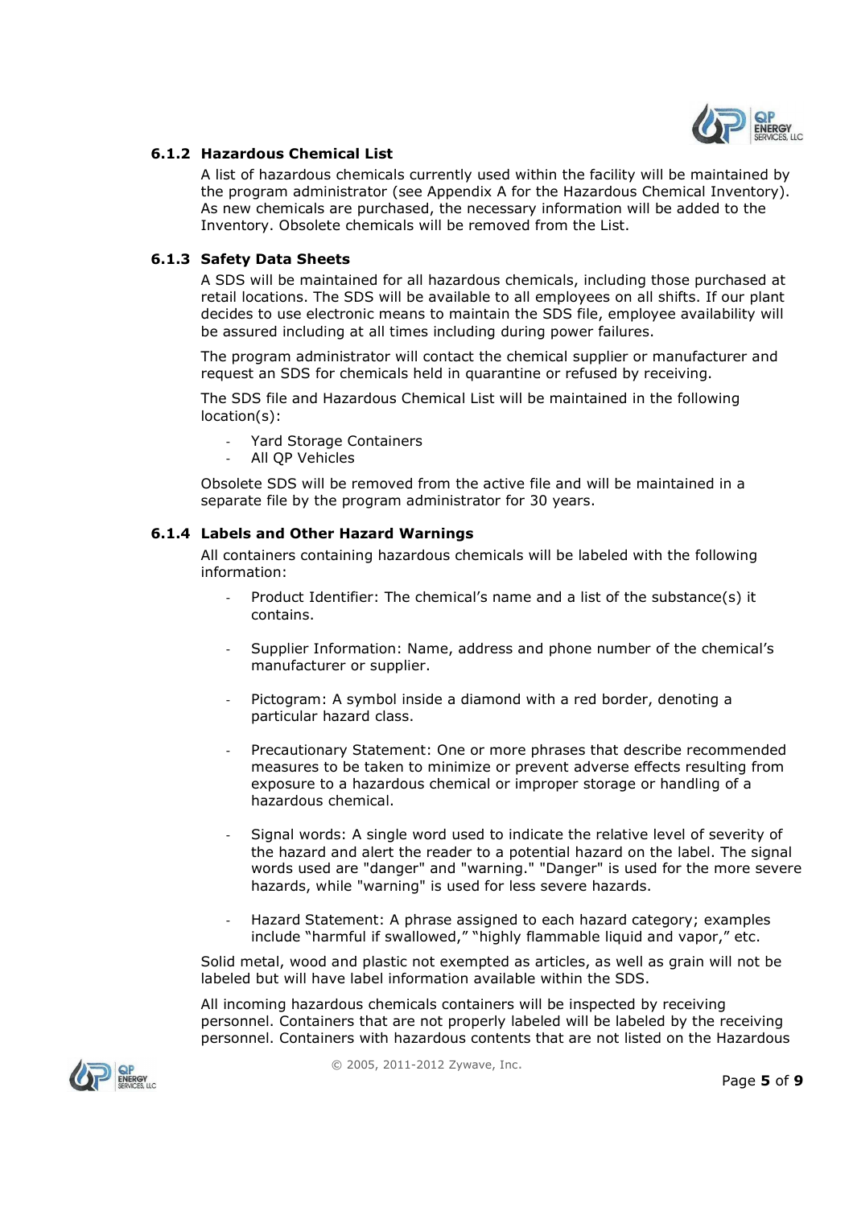### 6.1.2 Hazardous Chemical List

A list of hazardous chemicals currently used within the facility will be maintained by the program administrator (see Appendix A for the Hazardous Chemical Inventory). As new chemicals are purchased, the necessary information will be added to the Inventory. Obsolete chemicals will be removed from the List.

### 6.1.3 Safety Data Sheets

A SDS will be maintained for all hazardous chemicals, including those purchased at retail locations. The SDS will be available to all employees on all shifts. If our plant decides to use electronic means to maintain the SDS file, employee availability will be assured including at all times including during power failures.

The program administrator will contact the chemical supplier or manufacturer and request an SDS for chemicals held in quarantine or refused by receiving.

The SDS file and Hazardous Chemical List will be maintained in the following location(s):

- Yard Storage Containers
- All QP Vehicles

Obsolete SDS will be removed from the active file and will be maintained in a separate file by the program administrator for 30 years.

### 6.1.4 Labels and Other Hazard Warnings

All containers containing hazardous chemicals will be labeled with the following information:

- Product Identifier: The chemical's name and a list of the substance(s) it contains.
- Supplier Information: Name, address and phone number of the chemical's manufacturer or supplier.
- Pictogram: A symbol inside a diamond with a red border, denoting a particular hazard class.
- Precautionary Statement: One or more phrases that describe recommended measures to be taken to minimize or prevent adverse effects resulting from exposure to a hazardous chemical or improper storage or handling of a hazardous chemical.
- Signal words: A single word used to indicate the relative level of severity of the hazard and alert the reader to a potential hazard on the label. The signal words used are "danger" and "warning." "Danger" is used for the more severe hazards, while "warning" is used for less severe hazards.
- Hazard Statement: A phrase assigned to each hazard category; examples include "harmful if swallowed," "highly flammable liquid and vapor," etc.

Solid metal, wood and plastic not exempted as articles, as well as grain will not be labeled but will have label information available within the SDS.

All incoming hazardous chemicals containers will be inspected by receiving personnel. Containers that are not properly labeled will be labeled by the receiving personnel. Containers with hazardous contents that are not listed on the Hazardous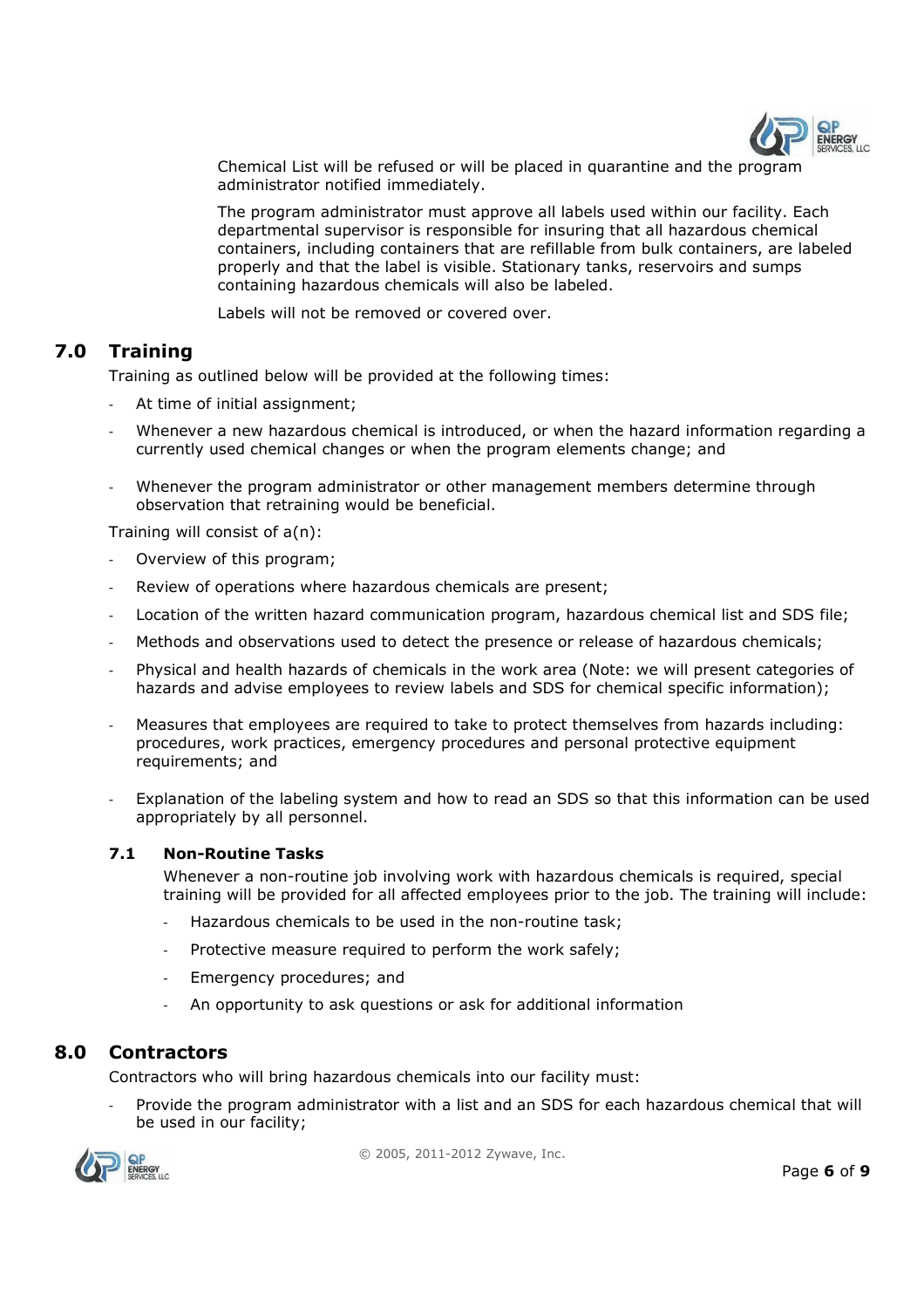Chemical List will be refused or will be placed in quarantine and the program administrator notified immediately.

The program administrator must approve all labels used within our facility. Each departmental supervisor is responsible for insuring that all hazardous chemical containers, including containers that are refillable from bulk containers, are labeled properly and that the label is visible. Stationary tanks, reservoirs and sumps containing hazardous chemicals will also be labeled.

Labels will not be removed or covered over.

## 7.0 Training

Training as outlined below will be provided at the following times:

- At time of initial assignment;
- Whenever a new hazardous chemical is introduced, or when the hazard information regarding a currently used chemical changes or when the program elements change; and
- Whenever the program administrator or other management members determine through observation that retraining would be beneficial.

Training will consist of a(n):

- Overview of this program;
- Review of operations where hazardous chemicals are present;
- Location of the written hazard communication program, hazardous chemical list and SDS file;
- Methods and observations used to detect the presence or release of hazardous chemicals;
- Physical and health hazards of chemicals in the work area (Note: we will present categories of hazards and advise employees to review labels and SDS for chemical specific information);
- Measures that employees are required to take to protect themselves from hazards including: procedures, work practices, emergency procedures and personal protective equipment requirements; and
- Explanation of the labeling system and how to read an SDS so that this information can be used appropriately by all personnel.

### 7.1 Non-Routine Tasks

Whenever a non-routine job involving work with hazardous chemicals is required, special training will be provided for all affected employees prior to the job. The training will include:

- Hazardous chemicals to be used in the non-routine task;
- Protective measure required to perform the work safely;
- Emergency procedures; and
- An opportunity to ask questions or ask for additional information

## 8.0 Contractors

Contractors who will bring hazardous chemicals into our facility must:

- Provide the program administrator with a list and an SDS for each hazardous chemical that will be used in our facility;

© 2005, 2011-2012 Zywave, Inc.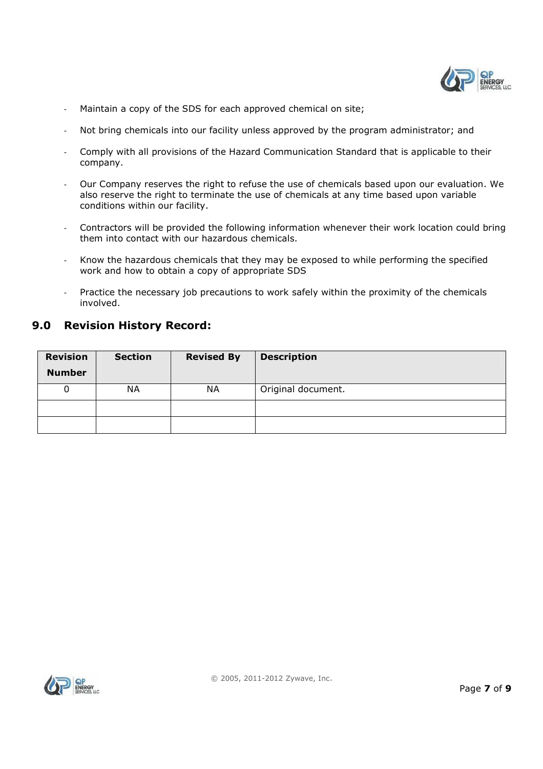- Maintain a copy of the SDS for each approved chemical on site;
- Not bring chemicals into our facility unless approved by the program administrator; and
- Comply with all provisions of the Hazard Communication Standard that is applicable to their company.
- Our Company reserves the right to refuse the use of chemicals based upon our evaluation. We also reserve the right to terminate the use of chemicals at any time based upon variable conditions within our facility.
- Contractors will be provided the following information whenever their work location could bring them into contact with our hazardous chemicals.
- Know the hazardous chemicals that they may be exposed to while performing the specified work and how to obtain a copy of appropriate SDS
- Practice the necessary job precautions to work safely within the proximity of the chemicals involved.

## 9.0 Revision History Record:

| Revision Number | Section | Revised By | Description |
|---|---|---|---|
| 0 | NA | NA | Original document. |
| | | | |
| | | | |

© 2005, 2011-2012 Zywave, Inc.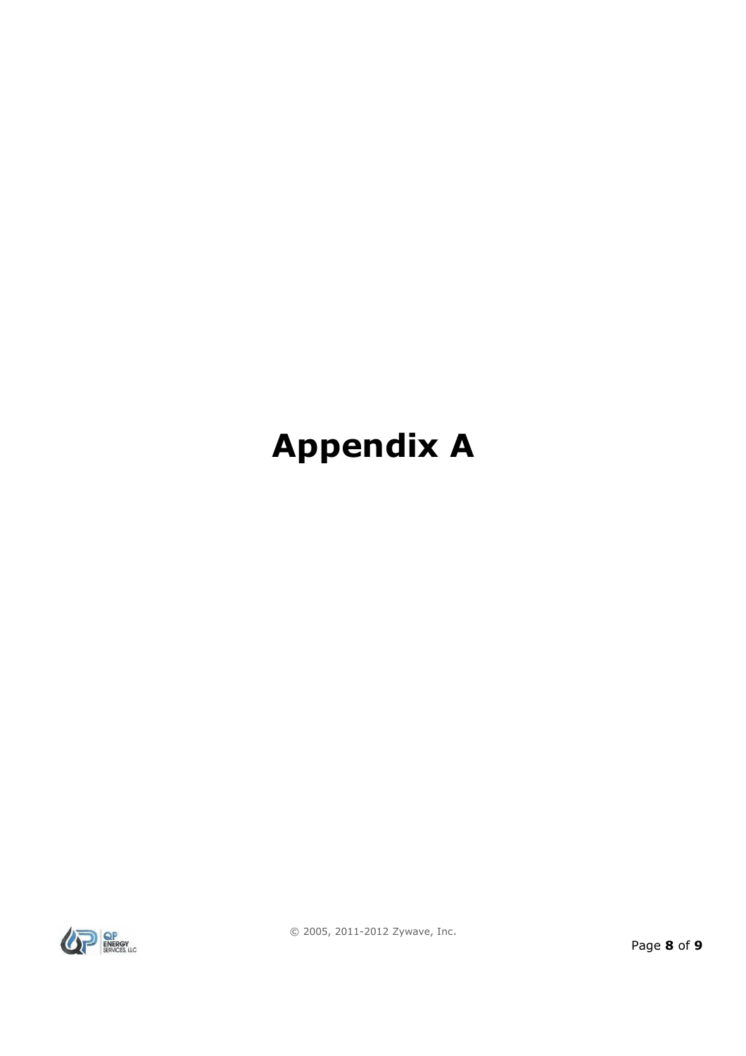# Appendix A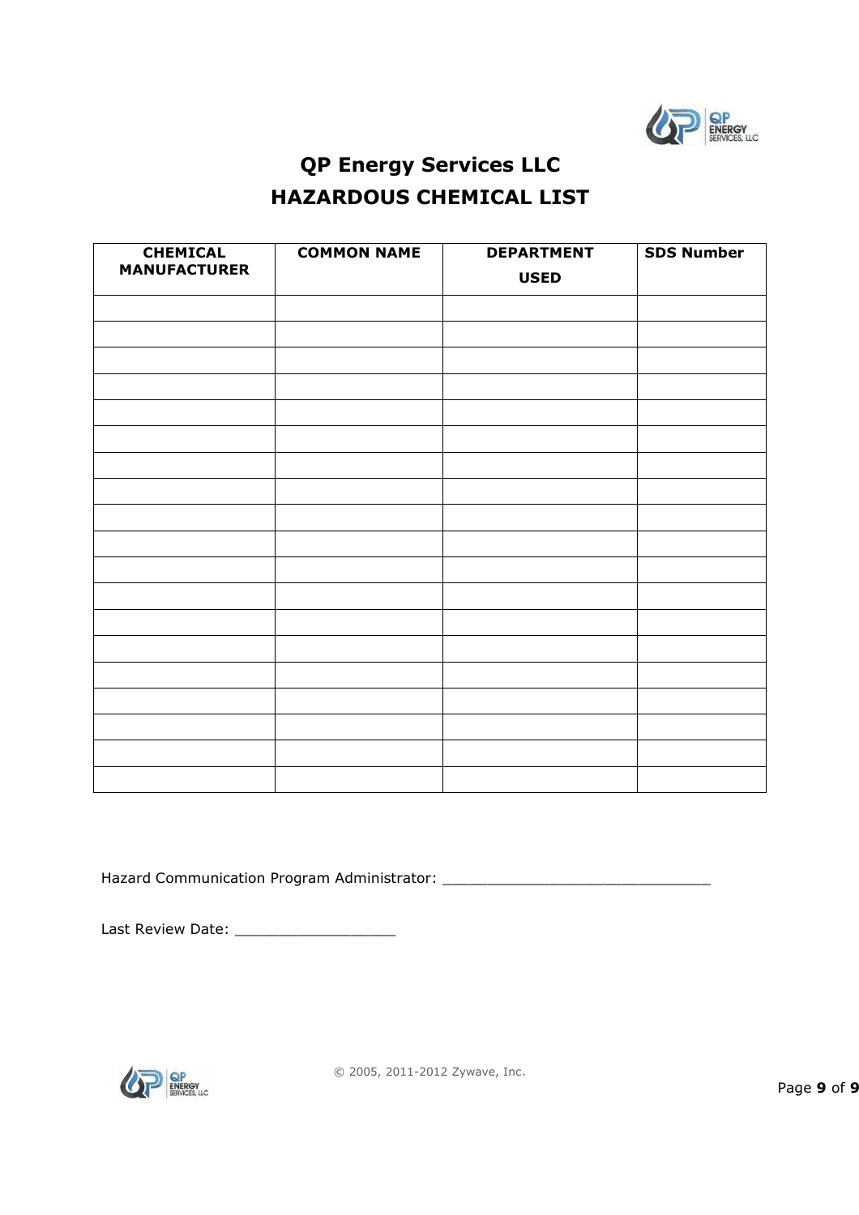# QP Energy Services LLC

## HAZARDOUS CHEMICAL LIST

| CHEMICAL MANUFACTURER | COMMON NAME | DEPARTMENT USED | SDS Number |
|---|---|---|---|
| | | | |
| | | | |
| | | | |
| | | | |
| | | | |
| | | | |
| | | | |
| | | | |
| | | | |
| | | | |
| | | | |
| | | | |
| | | | |
| | | | |
| | | | |
| | | | |
| | | | |
| | | | |
| | | | |

Hazard Communication Program Administrator: ______________________________

Last Review Date: __________________

© 2005, 2011-2012 Zywave, Inc.